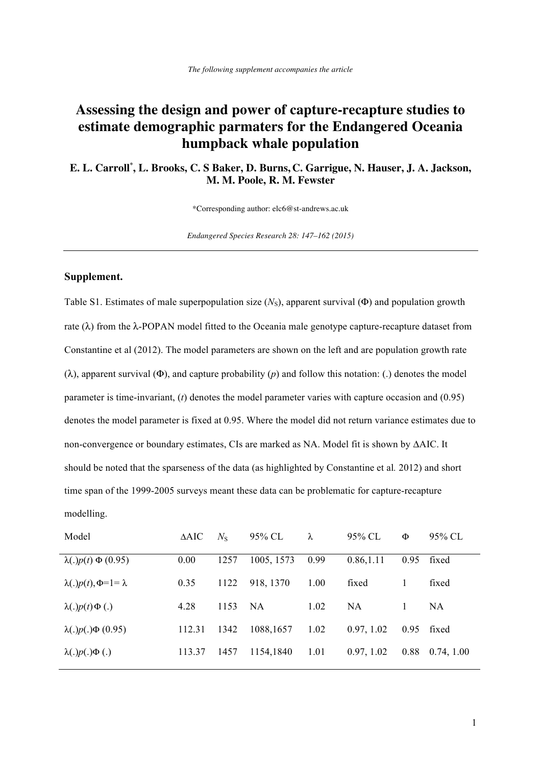*The following supplement accompanies the article*

# Assessing the design and power of capture-recapture studies to estimate demographic parmaters for the Endangered Oceania humpback whale population

**E. L. Carroll*, L. Brooks, C. S Baker, D. Burns, C. Garrigue, N. Hauser, J. A. Jackson, M. M. Poole, R. M. Fewster**

*Corresponding author: elc6@st-andrews.ac.uk

*Endangered Species Research 28: 147–162 (2015)*

---

**Supplement.**

Table S1. Estimates of male superpopulation size ($N_S$), apparent survival ($\Phi$) and population growth rate ($\lambda$) from the $\lambda$-POPAN model fitted to the Oceania male genotype capture-recapture dataset from Constantine et al (2012). The model parameters are shown on the left and are population growth rate ($\lambda$), apparent survival ($\Phi$), and capture probability ($p$) and follow this notation: (.) denotes the model parameter is time-invariant, ($t$) denotes the model parameter varies with capture occasion and (0.95) denotes the model parameter is fixed at 0.95. Where the model did not return variance estimates due to non-convergence or boundary estimates, CIs are marked as NA. Model fit is shown by ΔAIC. It should be noted that the sparseness of the data (as highlighted by Constantine et al. 2012) and short time span of the 1999-2005 surveys meant these data can be problematic for capture-recapture modelling.

| Model | ΔAIC | $N_S$ | 95% CL | λ | 95% CL | Φ | 95% CL |
|---|---|---|---|---|---|---|---|
| $\lambda(.)p(t)\,\Phi\,(0.95)$ | 0.00 | 1257 | 1005, 1573 | 0.99 | 0.86,1.11 | 0.95 | fixed |
| $\lambda(.)p(t), \Phi=1=\lambda$ | 0.35 | 1122 | 918, 1370 | 1.00 | fixed | 1 | fixed |
| $\lambda(.)p(t)\,\Phi\,(.)$ | 4.28 | 1153 | NA | 1.02 | NA | 1 | NA |
| $\lambda(.)p(.)\Phi\,(0.95)$ | 112.31 | 1342 | 1088,1657 | 1.02 | 0.97, 1.02 | 0.95 | fixed |
| $\lambda(.)p(.)\Phi\,(.)$ | 113.37 | 1457 | 1154,1840 | 1.01 | 0.97, 1.02 | 0.88 | 0.74, 1.00 |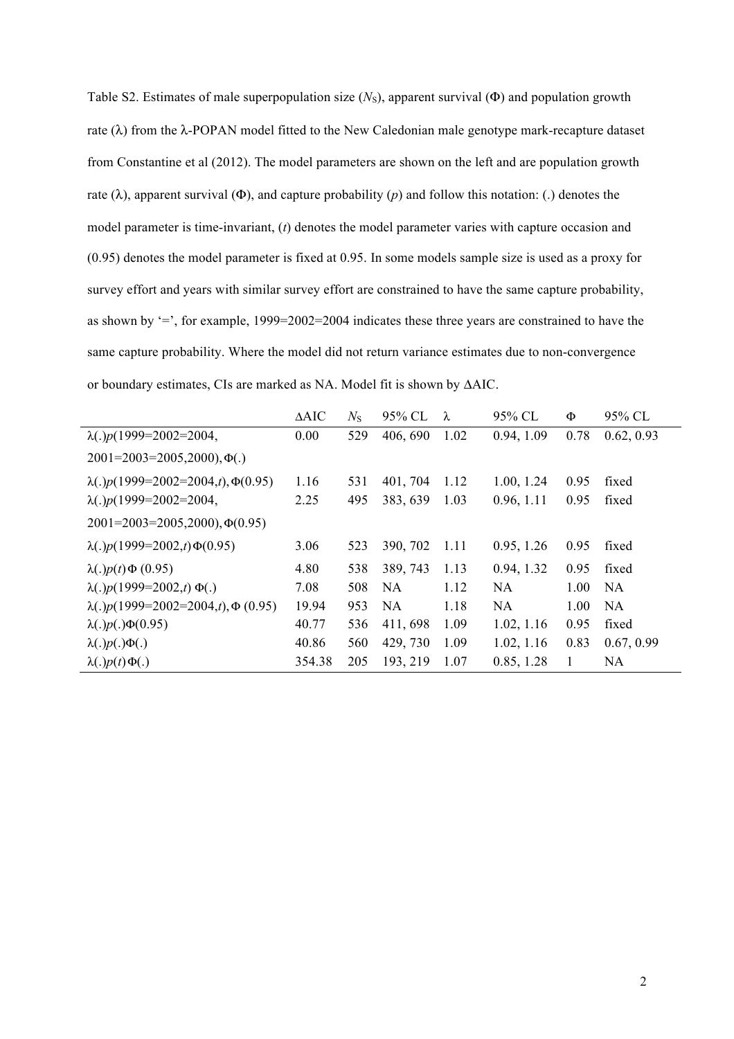Table S2. Estimates of male superpopulation size ($N_S$), apparent survival ($\Phi$) and population growth rate ($\lambda$) from the $\lambda$-POPAN model fitted to the New Caledonian male genotype mark-recapture dataset from Constantine et al (2012). The model parameters are shown on the left and are population growth rate ($\lambda$), apparent survival ($\Phi$), and capture probability ($p$) and follow this notation: (.) denotes the model parameter is time-invariant, ($t$) denotes the model parameter varies with capture occasion and (0.95) denotes the model parameter is fixed at 0.95. In some models sample size is used as a proxy for survey effort and years with similar survey effort are constrained to have the same capture probability, as shown by '=', for example, 1999=2002=2004 indicates these three years are constrained to have the same capture probability. Where the model did not return variance estimates due to non-convergence or boundary estimates, CIs are marked as NA. Model fit is shown by ΔAIC.

| | ΔAIC | $N_S$ | 95% CL | $\lambda$ | 95% CL | $\Phi$ | 95% CL |
|---|---|---|---|---|---|---|---|
| $\lambda(.)p(1999{=}2002{=}2004, 2001{=}2003{=}2005, 2000), \Phi(.)$ | 0.00 | 529 | 406, 690 | 1.02 | 0.94, 1.09 | 0.78 | 0.62, 0.93 |
| $\lambda(.)p(1999{=}2002{=}2004,t), \Phi(0.95)$ | 1.16 | 531 | 401, 704 | 1.12 | 1.00, 1.24 | 0.95 | fixed |
| $\lambda(.)p(1999{=}2002{=}2004, 2001{=}2003{=}2005, 2000), \Phi(0.95)$ | 2.25 | 495 | 383, 639 | 1.03 | 0.96, 1.11 | 0.95 | fixed |
| $\lambda(.)p(1999{=}2002,t)\Phi(0.95)$ | 3.06 | 523 | 390, 702 | 1.11 | 0.95, 1.26 | 0.95 | fixed |
| $\lambda(.)p(t)\Phi(0.95)$ | 4.80 | 538 | 389, 743 | 1.13 | 0.94, 1.32 | 0.95 | fixed |
| $\lambda(.)p(1999{=}2002,t)\Phi(.)$ | 7.08 | 508 | NA | 1.12 | NA | 1.00 | NA |
| $\lambda(.)p(1999{=}2002{=}2004,t), \Phi(0.95)$ | 19.94 | 953 | NA | 1.18 | NA | 1.00 | NA |
| $\lambda(.)p(.)\Phi(0.95)$ | 40.77 | 536 | 411, 698 | 1.09 | 1.02, 1.16 | 0.95 | fixed |
| $\lambda(.)p(.)\Phi(.)$ | 40.86 | 560 | 429, 730 | 1.09 | 1.02, 1.16 | 0.83 | 0.67, 0.99 |
| $\lambda(.)p(t)\Phi(.)$ | 354.38 | 205 | 193, 219 | 1.07 | 0.85, 1.28 | 1 | NA |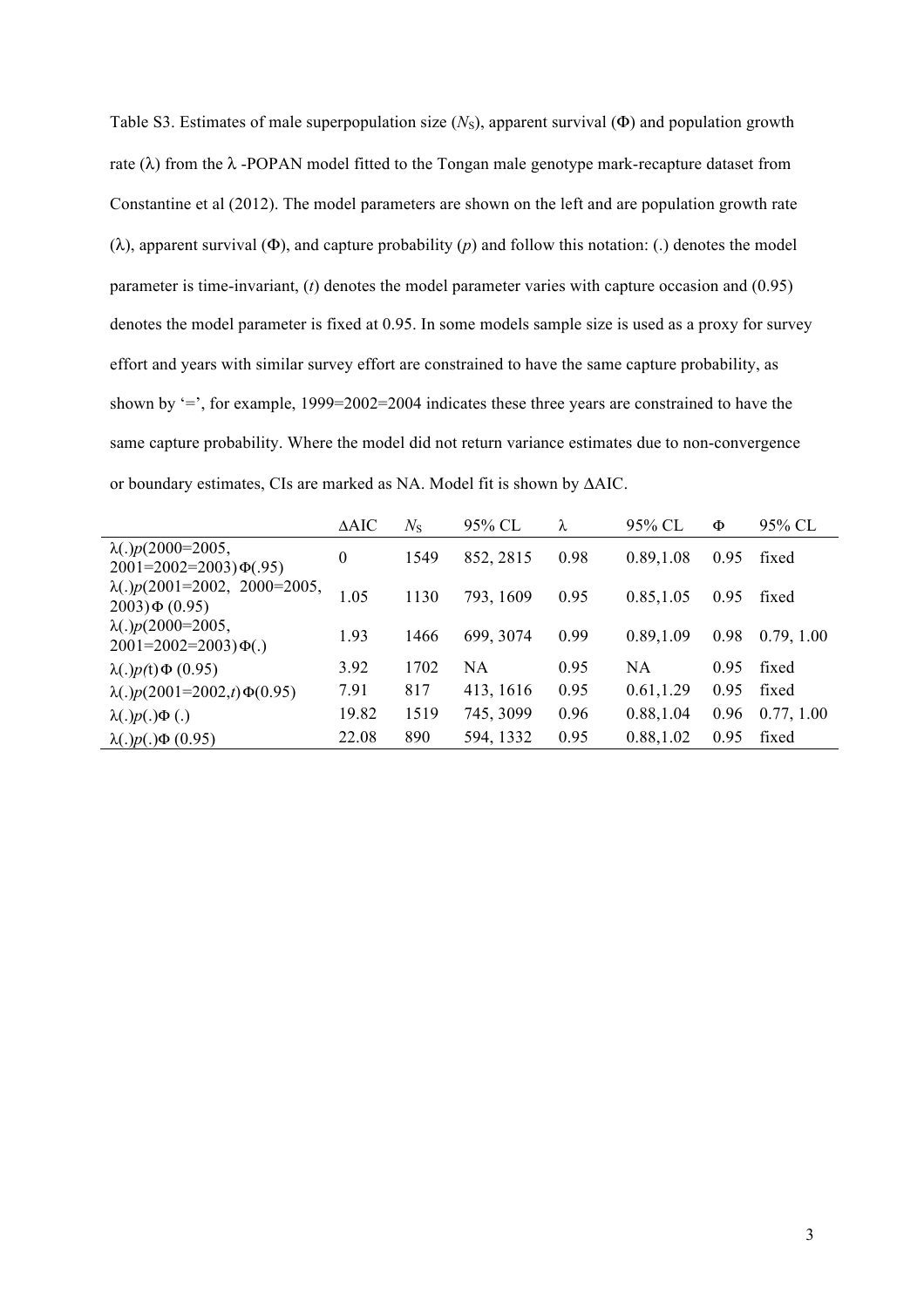Table S3. Estimates of male superpopulation size ($N_S$), apparent survival ($\Phi$) and population growth rate ($\lambda$) from the $\lambda$ -POPAN model fitted to the Tongan male genotype mark-recapture dataset from Constantine et al (2012). The model parameters are shown on the left and are population growth rate ($\lambda$), apparent survival ($\Phi$), and capture probability ($p$) and follow this notation: (.) denotes the model parameter is time-invariant, ($t$) denotes the model parameter varies with capture occasion and (0.95) denotes the model parameter is fixed at 0.95. In some models sample size is used as a proxy for survey effort and years with similar survey effort are constrained to have the same capture probability, as shown by '=', for example, 1999=2002=2004 indicates these three years are constrained to have the same capture probability. Where the model did not return variance estimates due to non-convergence or boundary estimates, CIs are marked as NA. Model fit is shown by ΔAIC.

| | ΔAIC | $N_S$ | 95% CL | $\lambda$ | 95% CL | $\Phi$ | 95% CL |
|---|---|---|---|---|---|---|---|
| $\lambda(.)p$(2000=2005, 2001=2002=2003) $\Phi$(.95) | 0 | 1549 | 852, 2815 | 0.98 | 0.89,1.08 | 0.95 | fixed |
| $\lambda(.)p$(2001=2002, 2000=2005, 2003) $\Phi$ (0.95) | 1.05 | 1130 | 793, 1609 | 0.95 | 0.85,1.05 | 0.95 | fixed |
| $\lambda(.)p$(2000=2005, 2001=2002=2003) $\Phi$(.) | 1.93 | 1466 | 699, 3074 | 0.99 | 0.89,1.09 | 0.98 | 0.79, 1.00 |
| $\lambda(.)p(t)$ $\Phi$ (0.95) | 3.92 | 1702 | NA | 0.95 | NA | 0.95 | fixed |
| $\lambda(.)p(2001=2002,t)$ $\Phi$(0.95) | 7.91 | 817 | 413, 1616 | 0.95 | 0.61,1.29 | 0.95 | fixed |
| $\lambda(.)p(.)\Phi$ (.) | 19.82 | 1519 | 745, 3099 | 0.96 | 0.88,1.04 | 0.96 | 0.77, 1.00 |
| $\lambda(.)p(.)\Phi$ (0.95) | 22.08 | 890 | 594, 1332 | 0.95 | 0.88,1.02 | 0.95 | fixed |